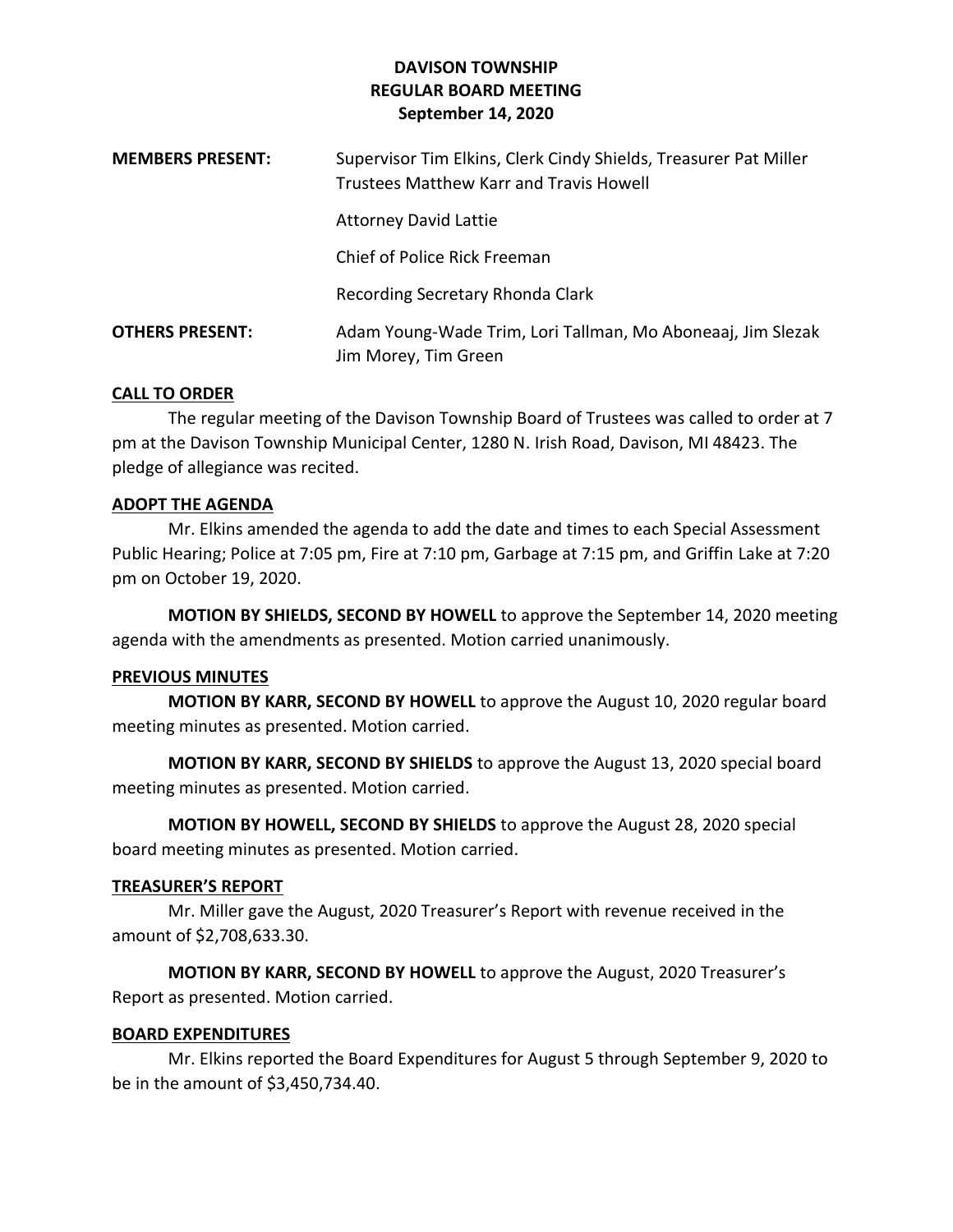# DAVISON TOWNSHIP
## REGULAR BOARD MEETING
### September 14, 2020

**MEMBERS PRESENT:** Supervisor Tim Elkins, Clerk Cindy Shields, Treasurer Pat Miller Trustees Matthew Karr and Travis Howell

Attorney David Lattie

Chief of Police Rick Freeman

Recording Secretary Rhonda Clark

**OTHERS PRESENT:** Adam Young-Wade Trim, Lori Tallman, Mo Aboneaaj, Jim Slezak Jim Morey, Tim Green

**CALL TO ORDER**

The regular meeting of the Davison Township Board of Trustees was called to order at 7 pm at the Davison Township Municipal Center, 1280 N. Irish Road, Davison, MI 48423. The pledge of allegiance was recited.

**ADOPT THE AGENDA**

Mr. Elkins amended the agenda to add the date and times to each Special Assessment Public Hearing; Police at 7:05 pm, Fire at 7:10 pm, Garbage at 7:15 pm, and Griffin Lake at 7:20 pm on October 19, 2020.

**MOTION BY SHIELDS, SECOND BY HOWELL** to approve the September 14, 2020 meeting agenda with the amendments as presented. Motion carried unanimously.

**PREVIOUS MINUTES**

**MOTION BY KARR, SECOND BY HOWELL** to approve the August 10, 2020 regular board meeting minutes as presented. Motion carried.

**MOTION BY KARR, SECOND BY SHIELDS** to approve the August 13, 2020 special board meeting minutes as presented. Motion carried.

**MOTION BY HOWELL, SECOND BY SHIELDS** to approve the August 28, 2020 special board meeting minutes as presented. Motion carried.

**TREASURER'S REPORT**

Mr. Miller gave the August, 2020 Treasurer's Report with revenue received in the amount of $2,708,633.30.

**MOTION BY KARR, SECOND BY HOWELL** to approve the August, 2020 Treasurer's Report as presented. Motion carried.

**BOARD EXPENDITURES**

Mr. Elkins reported the Board Expenditures for August 5 through September 9, 2020 to be in the amount of $3,450,734.40.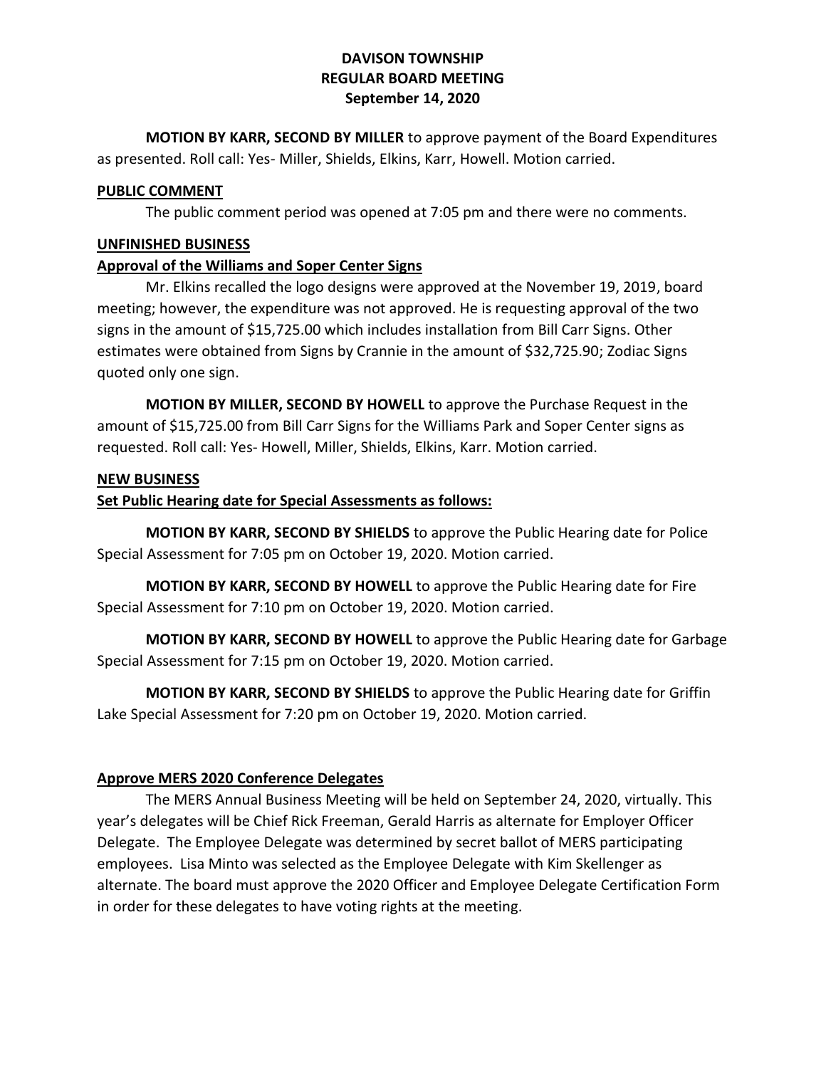**DAVISON TOWNSHIP**
**REGULAR BOARD MEETING**
**September 14, 2020**

**MOTION BY KARR, SECOND BY MILLER** to approve payment of the Board Expenditures as presented. Roll call: Yes- Miller, Shields, Elkins, Karr, Howell. Motion carried.

**PUBLIC COMMENT**

The public comment period was opened at 7:05 pm and there were no comments.

**UNFINISHED BUSINESS**

**Approval of the Williams and Soper Center Signs**

Mr. Elkins recalled the logo designs were approved at the November 19, 2019, board meeting; however, the expenditure was not approved. He is requesting approval of the two signs in the amount of $15,725.00 which includes installation from Bill Carr Signs. Other estimates were obtained from Signs by Crannie in the amount of $32,725.90; Zodiac Signs quoted only one sign.

**MOTION BY MILLER, SECOND BY HOWELL** to approve the Purchase Request in the amount of $15,725.00 from Bill Carr Signs for the Williams Park and Soper Center signs as requested. Roll call: Yes- Howell, Miller, Shields, Elkins, Karr. Motion carried.

**NEW BUSINESS**

**Set Public Hearing date for Special Assessments as follows:**

**MOTION BY KARR, SECOND BY SHIELDS** to approve the Public Hearing date for Police Special Assessment for 7:05 pm on October 19, 2020. Motion carried.

**MOTION BY KARR, SECOND BY HOWELL** to approve the Public Hearing date for Fire Special Assessment for 7:10 pm on October 19, 2020. Motion carried.

**MOTION BY KARR, SECOND BY HOWELL** to approve the Public Hearing date for Garbage Special Assessment for 7:15 pm on October 19, 2020. Motion carried.

**MOTION BY KARR, SECOND BY SHIELDS** to approve the Public Hearing date for Griffin Lake Special Assessment for 7:20 pm on October 19, 2020. Motion carried.

**Approve MERS 2020 Conference Delegates**

The MERS Annual Business Meeting will be held on September 24, 2020, virtually. This year's delegates will be Chief Rick Freeman, Gerald Harris as alternate for Employer Officer Delegate. The Employee Delegate was determined by secret ballot of MERS participating employees. Lisa Minto was selected as the Employee Delegate with Kim Skellenger as alternate. The board must approve the 2020 Officer and Employee Delegate Certification Form in order for these delegates to have voting rights at the meeting.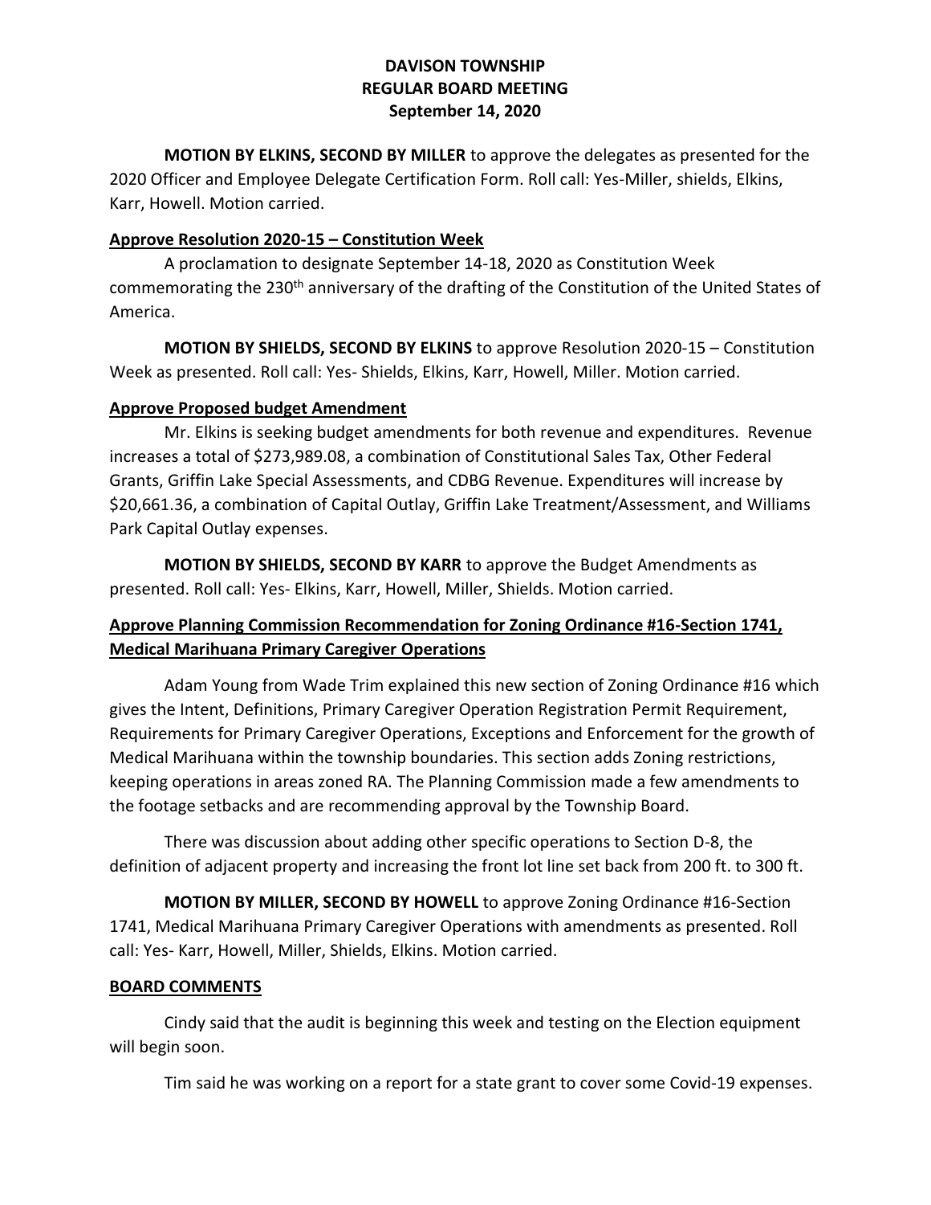**DAVISON TOWNSHIP**
**REGULAR BOARD MEETING**
**September 14, 2020**

**MOTION BY ELKINS, SECOND BY MILLER** to approve the delegates as presented for the 2020 Officer and Employee Delegate Certification Form. Roll call: Yes-Miller, shields, Elkins, Karr, Howell. Motion carried.

**Approve Resolution 2020-15 – Constitution Week**

A proclamation to designate September 14-18, 2020 as Constitution Week commemorating the 230th anniversary of the drafting of the Constitution of the United States of America.

**MOTION BY SHIELDS, SECOND BY ELKINS** to approve Resolution 2020-15 – Constitution Week as presented. Roll call: Yes- Shields, Elkins, Karr, Howell, Miller. Motion carried.

**Approve Proposed budget Amendment**

Mr. Elkins is seeking budget amendments for both revenue and expenditures. Revenue increases a total of $273,989.08, a combination of Constitutional Sales Tax, Other Federal Grants, Griffin Lake Special Assessments, and CDBG Revenue. Expenditures will increase by $20,661.36, a combination of Capital Outlay, Griffin Lake Treatment/Assessment, and Williams Park Capital Outlay expenses.

**MOTION BY SHIELDS, SECOND BY KARR** to approve the Budget Amendments as presented. Roll call: Yes- Elkins, Karr, Howell, Miller, Shields. Motion carried.

**Approve Planning Commission Recommendation for Zoning Ordinance #16-Section 1741, Medical Marihuana Primary Caregiver Operations**

Adam Young from Wade Trim explained this new section of Zoning Ordinance #16 which gives the Intent, Definitions, Primary Caregiver Operation Registration Permit Requirement, Requirements for Primary Caregiver Operations, Exceptions and Enforcement for the growth of Medical Marihuana within the township boundaries. This section adds Zoning restrictions, keeping operations in areas zoned RA. The Planning Commission made a few amendments to the footage setbacks and are recommending approval by the Township Board.

There was discussion about adding other specific operations to Section D-8, the definition of adjacent property and increasing the front lot line set back from 200 ft. to 300 ft.

**MOTION BY MILLER, SECOND BY HOWELL** to approve Zoning Ordinance #16-Section 1741, Medical Marihuana Primary Caregiver Operations with amendments as presented. Roll call: Yes- Karr, Howell, Miller, Shields, Elkins. Motion carried.

**BOARD COMMENTS**

Cindy said that the audit is beginning this week and testing on the Election equipment will begin soon.

Tim said he was working on a report for a state grant to cover some Covid-19 expenses.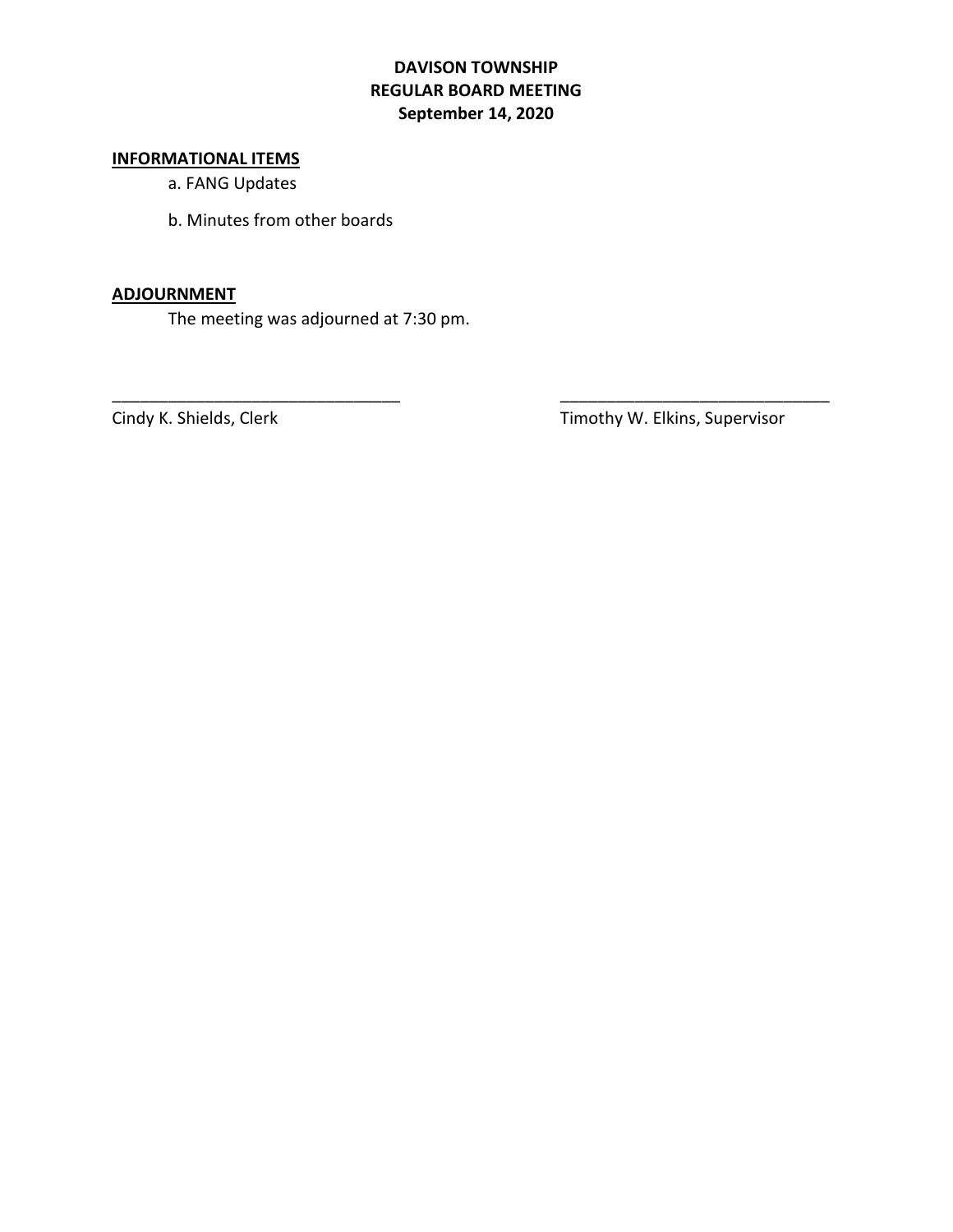**DAVISON TOWNSHIP**
**REGULAR BOARD MEETING**
**September 14, 2020**

**INFORMATIONAL ITEMS**

a. FANG Updates

b. Minutes from other boards

**ADJOURNMENT**

The meeting was adjourned at 7:30 pm.

_______________________________ _____________________________
Cindy K. Shields, Clerk Timothy W. Elkins, Supervisor